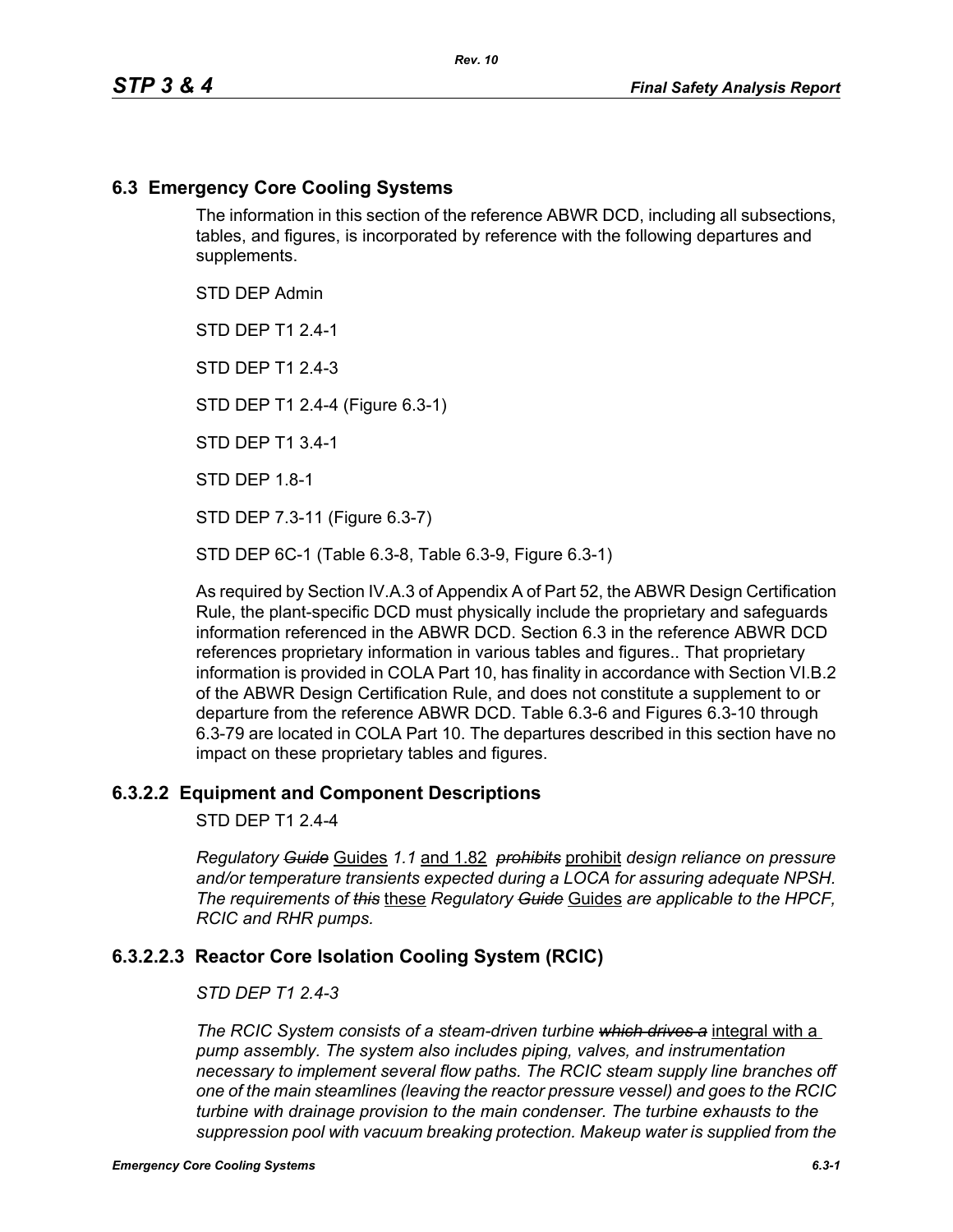## 6.3 Emergency Core Cooling Systems

The information in this section of the reference ABWR DCD, including all subsections, tables, and figures, is incorporated by reference with the following departures and supplements.

STD DEP Admin

STD DEP T1 2.4-1

STD DEP T1 2.4-3

STD DEP T1 2.4-4 (Figure 6.3-1)

STD DEP T1 3.4-1

STD DEP 1.8-1

STD DEP 7.3-11 (Figure 6.3-7)

STD DEP 6C-1 (Table 6.3-8, Table 6.3-9, Figure 6.3-1)

As required by Section IV.A.3 of Appendix A of Part 52, the ABWR Design Certification Rule, the plant-specific DCD must physically include the proprietary and safeguards information referenced in the ABWR DCD. Section 6.3 in the reference ABWR DCD references proprietary information in various tables and figures.. That proprietary information is provided in COLA Part 10, has finality in accordance with Section VI.B.2 of the ABWR Design Certification Rule, and does not constitute a supplement to or departure from the reference ABWR DCD. Table 6.3-6 and Figures 6.3-10 through 6.3-79 are located in COLA Part 10. The departures described in this section have no impact on these proprietary tables and figures.

### 6.3.2.2 Equipment and Component Descriptions

STD DEP T1 2.4-4

*Regulatory ~~Guide~~* Guides *1.1* and 1.82 *~~prohibits~~* prohibit *design reliance on pressure and/or temperature transients expected during a LOCA for assuring adequate NPSH. The requirements of ~~this~~* these *Regulatory ~~Guide~~* Guides *are applicable to the HPCF, RCIC and RHR pumps.*

### 6.3.2.2.3 Reactor Core Isolation Cooling System (RCIC)

*STD DEP T1 2.4-3*

*The RCIC System consists of a steam-driven turbine ~~which drives a~~* integral with a *pump assembly. The system also includes piping, valves, and instrumentation necessary to implement several flow paths. The RCIC steam supply line branches off one of the main steamlines (leaving the reactor pressure vessel) and goes to the RCIC turbine with drainage provision to the main condenser. The turbine exhausts to the suppression pool with vacuum breaking protection. Makeup water is supplied from the*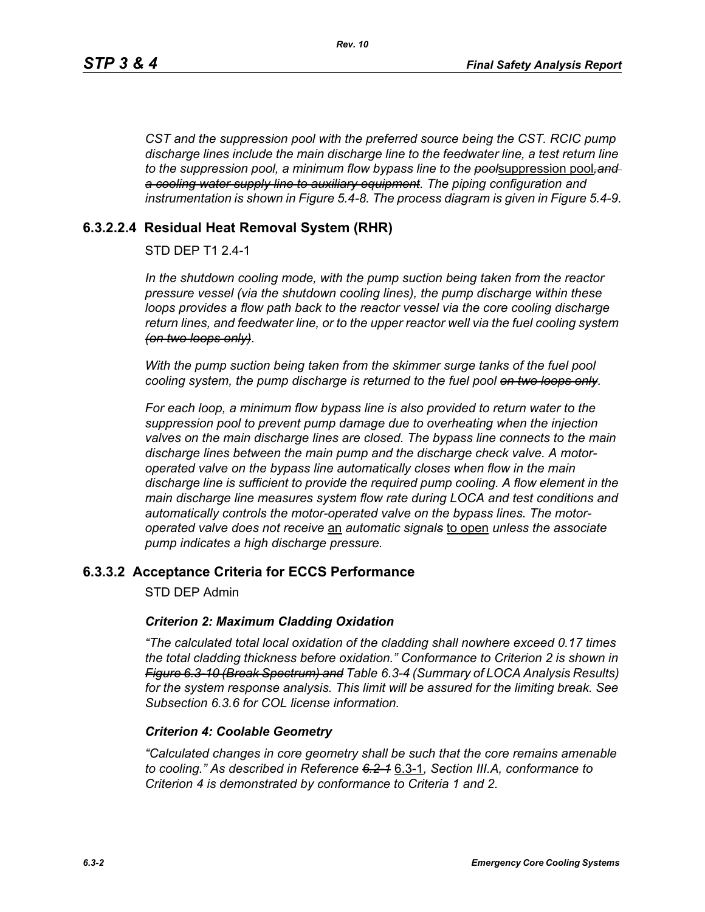*CST and the suppression pool with the preferred source being the CST. RCIC pump discharge lines include the main discharge line to the feedwater line, a test return line to the suppression pool, a minimum flow bypass line to the ~~pool~~*suppression pool*~~, and a cooling water supply line to auxiliary equipment~~. The piping configuration and instrumentation is shown in Figure 5.4-8. The process diagram is given in Figure 5.4-9.*

### 6.3.2.2.4 Residual Heat Removal System (RHR)

STD DEP T1 2.4-1

*In the shutdown cooling mode, with the pump suction being taken from the reactor pressure vessel (via the shutdown cooling lines), the pump discharge within these loops provides a flow path back to the reactor vessel via the core cooling discharge return lines, and feedwater line, or to the upper reactor well via the fuel cooling system ~~(on two loops only)~~.*

*With the pump suction being taken from the skimmer surge tanks of the fuel pool cooling system, the pump discharge is returned to the fuel pool ~~on two loops only~~.*

*For each loop, a minimum flow bypass line is also provided to return water to the suppression pool to prevent pump damage due to overheating when the injection valves on the main discharge lines are closed. The bypass line connects to the main discharge lines between the main pump and the discharge check valve. A motor-operated valve on the bypass line automatically closes when flow in the main discharge line is sufficient to provide the required pump cooling. A flow element in the main discharge line measures system flow rate during LOCA and test conditions and automatically controls the motor-operated valve on the bypass lines. The motor-operated valve does not receive* an *automatic signal~~s~~* to open *unless the associate pump indicates a high discharge pressure.*

## 6.3.3.2 Acceptance Criteria for ECCS Performance

STD DEP Admin

***Criterion 2: Maximum Cladding Oxidation***

*"The calculated total local oxidation of the cladding shall nowhere exceed 0.17 times the total cladding thickness before oxidation." Conformance to Criterion 2 is shown in ~~Figure 6.3-10 (Break Spectrum) and~~ Table 6.3-4 (Summary of LOCA Analysis Results) for the system response analysis. This limit will be assured for the limiting break. See Subsection 6.3.6 for COL license information.*

***Criterion 4: Coolable Geometry***

*"Calculated changes in core geometry shall be such that the core remains amenable to cooling." As described in Reference ~~6.2-1~~* 6.3-1*, Section III.A, conformance to Criterion 4 is demonstrated by conformance to Criteria 1 and 2.*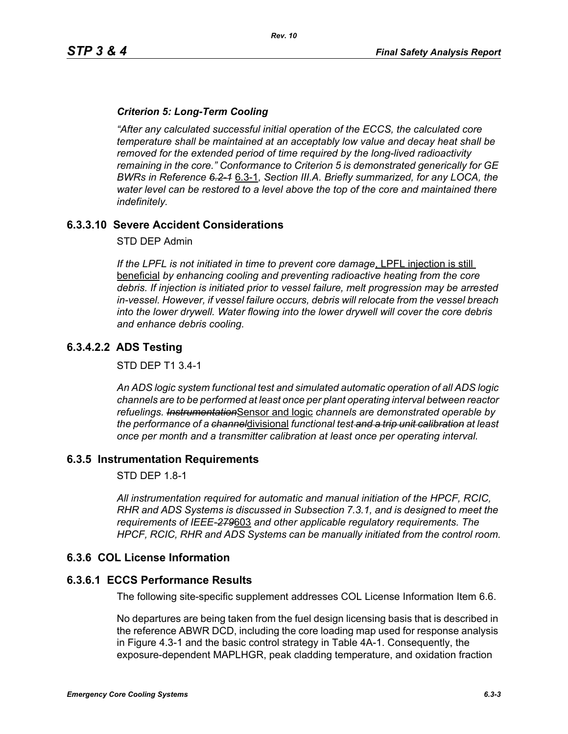### *Criterion 5: Long-Term Cooling*

*"After any calculated successful initial operation of the ECCS, the calculated core temperature shall be maintained at an acceptably low value and decay heat shall be removed for the extended period of time required by the long-lived radioactivity remaining in the core." Conformance to Criterion 5 is demonstrated generically for GE BWRs in Reference ~~6.2-1~~* 6.3-1*, Section III.A. Briefly summarized, for any LOCA, the water level can be restored to a level above the top of the core and maintained there indefinitely.*

## 6.3.3.10 Severe Accident Considerations

STD DEP Admin

*If the LPFL is not initiated in time to prevent core damage*, LPFL injection is still beneficial *by enhancing cooling and preventing radioactive heating from the core debris. If injection is initiated prior to vessel failure, melt progression may be arrested in-vessel. However, if vessel failure occurs, debris will relocate from the vessel breach into the lower drywell. Water flowing into the lower drywell will cover the core debris and enhance debris cooling.*

## 6.3.4.2.2 ADS Testing

STD DEP T1 3.4-1

*An ADS logic system functional test and simulated automatic operation of all ADS logic channels are to be performed at least once per plant operating interval between reactor refuelings. ~~Instrumentation~~*Sensor and logic *channels are demonstrated operable by the performance of a ~~channel~~*divisional *functional test ~~and a trip unit calibration~~ at least once per month and a transmitter calibration at least once per operating interval.*

## 6.3.5 Instrumentation Requirements

STD DEP 1.8-1

*All instrumentation required for automatic and manual initiation of the HPCF, RCIC, RHR and ADS Systems is discussed in Subsection 7.3.1, and is designed to meet the requirements of IEEE-~~279~~*603 *and other applicable regulatory requirements. The HPCF, RCIC, RHR and ADS Systems can be manually initiated from the control room.*

## 6.3.6 COL License Information

## 6.3.6.1 ECCS Performance Results

The following site-specific supplement addresses COL License Information Item 6.6.

No departures are being taken from the fuel design licensing basis that is described in the reference ABWR DCD, including the core loading map used for response analysis in Figure 4.3-1 and the basic control strategy in Table 4A-1. Consequently, the exposure-dependent MAPLHGR, peak cladding temperature, and oxidation fraction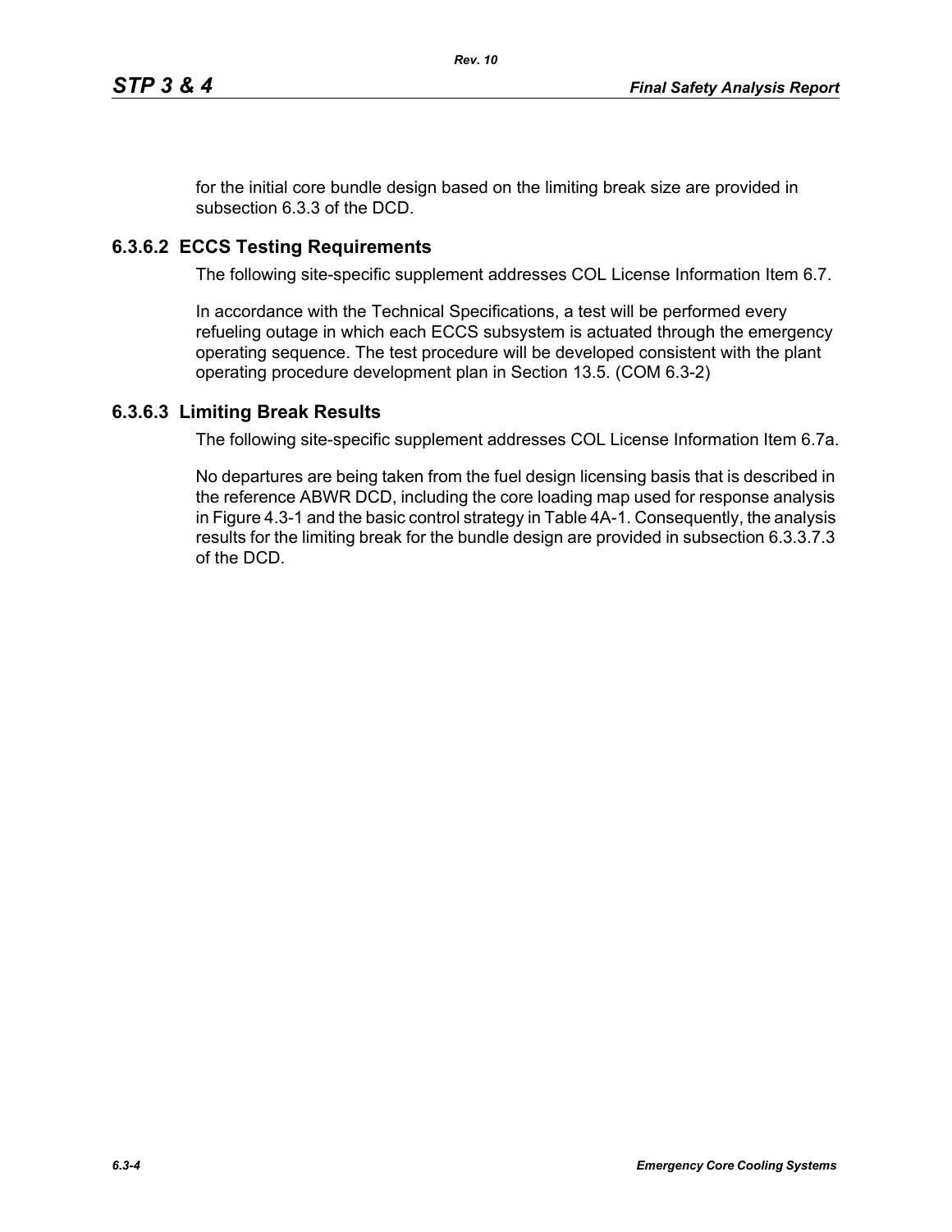for the initial core bundle design based on the limiting break size are provided in subsection 6.3.3 of the DCD.

### 6.3.6.2 ECCS Testing Requirements

The following site-specific supplement addresses COL License Information Item 6.7.

In accordance with the Technical Specifications, a test will be performed every refueling outage in which each ECCS subsystem is actuated through the emergency operating sequence. The test procedure will be developed consistent with the plant operating procedure development plan in Section 13.5. (COM 6.3-2)

### 6.3.6.3 Limiting Break Results

The following site-specific supplement addresses COL License Information Item 6.7a.

No departures are being taken from the fuel design licensing basis that is described in the reference ABWR DCD, including the core loading map used for response analysis in Figure 4.3-1 and the basic control strategy in Table 4A-1. Consequently, the analysis results for the limiting break for the bundle design are provided in subsection 6.3.3.7.3 of the DCD.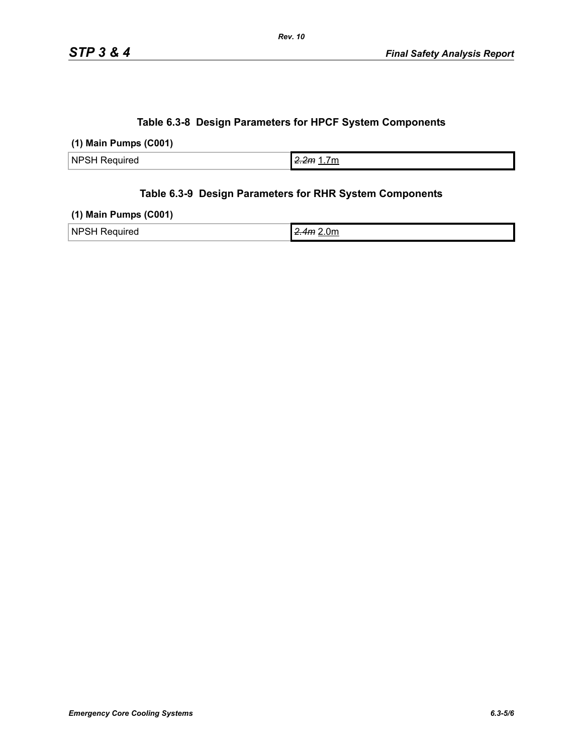### Table 6.3-8 Design Parameters for HPCF System Components

**(1) Main Pumps (C001)**

| | |
|---|---|
| NPSH Required | ~~*2.2m*~~ <u>1.7m</u> |

### Table 6.3-9 Design Parameters for RHR System Components

**(1) Main Pumps (C001)**

| | |
|---|---|
| NPSH Required | ~~*2.4m*~~ <u>2.0m</u> |